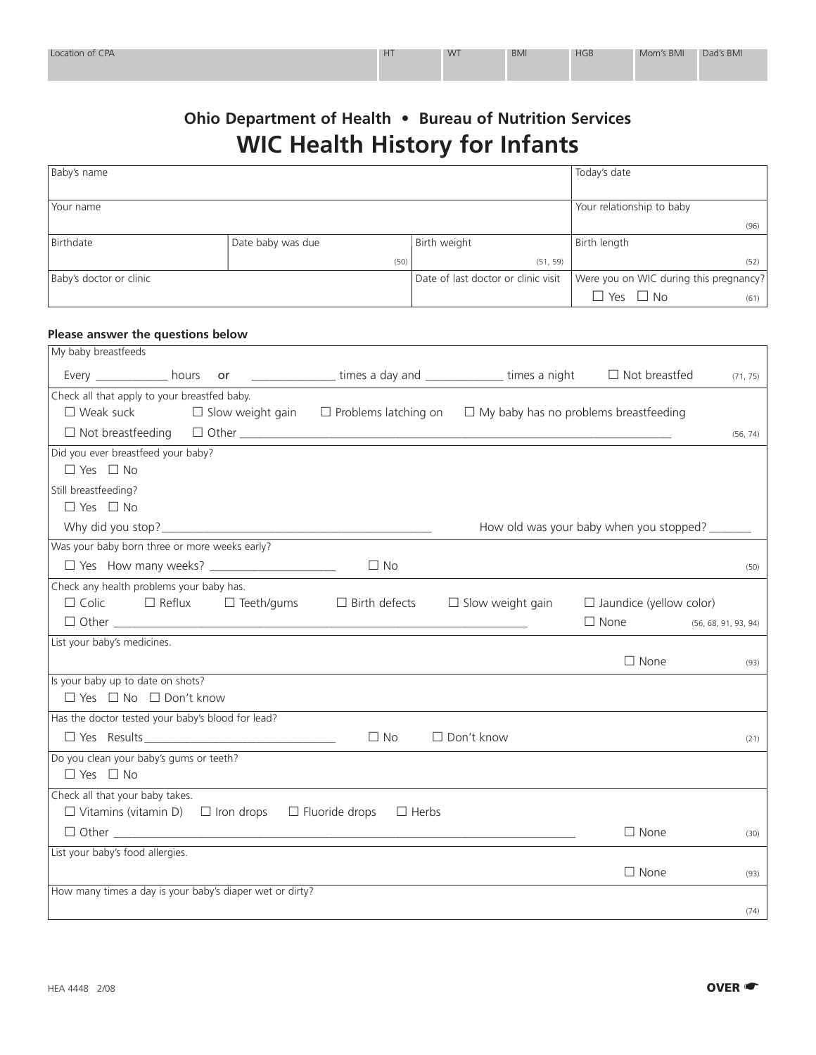| Location of CPA | HT | WT | BMI | HGB | Mom's BMI | Dad's BMI |
|---|---|---|---|---|---|---|
| | | | | | | |

## Ohio Department of Health • Bureau of Nutrition Services

# WIC Health History for Infants

| Baby's name | | | Today's date |
|---|---|---|---|
| Your name | | | Your relationship to baby (96) |
| Birthdate | Date baby was due (50) | Birth weight (51, 59) | Birth length (52) |
| Baby's doctor or clinic | | Date of last doctor or clinic visit | Were you on WIC during this pregnancy? ☐ Yes ☐ No (61) |

**Please answer the questions below**

My baby breastfeeds

Every ____________ hours **or** ______________ times a day and _____________ times a night ☐ Not breastfed (71, 75)

Check all that apply to your breastfed baby.

☐ Weak suck ☐ Slow weight gain ☐ Problems latching on ☐ My baby has no problems breastfeeding

☐ Not breastfeeding ☐ Other ____________________________________________ (56, 74)

Did you ever breastfeed your baby?

☐ Yes ☐ No

Still breastfeeding?

☐ Yes ☐ No

Why did you stop?______________________________ How old was your baby when you stopped? _______

Was your baby born three or more weeks early?

☐ Yes How many weeks? ____________________ ☐ No (50)

Check any health problems your baby has.

☐ Colic ☐ Reflux ☐ Teeth/gums ☐ Birth defects ☐ Slow weight gain ☐ Jaundice (yellow color)

☐ Other ____________________________________________ ☐ None (56, 68, 91, 93, 94)

List your baby's medicines.

☐ None (93)

Is your baby up to date on shots?

☐ Yes ☐ No ☐ Don't know

Has the doctor tested your baby's blood for lead?

☐ Yes Results________________________________ ☐ No ☐ Don't know (21)

Do you clean your baby's gums or teeth?

☐ Yes ☐ No

Check all that your baby takes.

☐ Vitamins (vitamin D) ☐ Iron drops ☐ Fluoride drops ☐ Herbs

☐ Other ____________________________________________ ☐ None (30)

List your baby's food allergies.

☐ None (93)

How many times a day is your baby's diaper wet or dirty?

(74)

HEA 4448 2/08

**OVER** ☛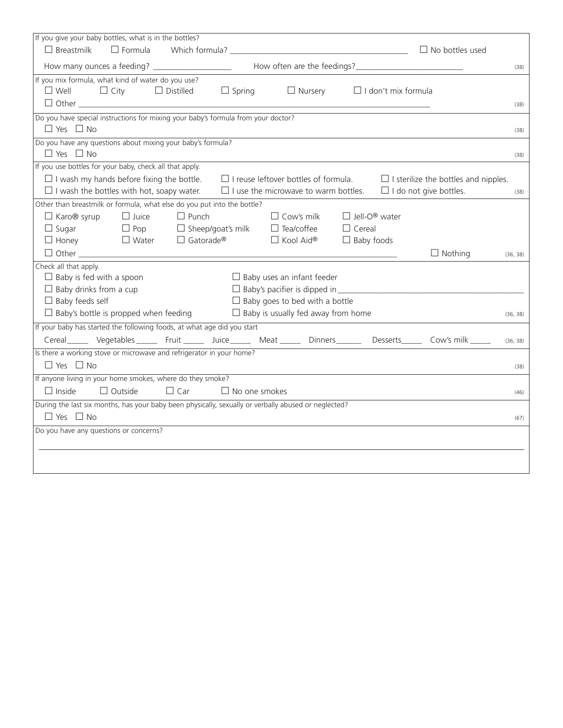If you give your baby bottles, what is in the bottles?

☐ Breastmilk ☐ Formula Which formula? ______________________ ☐ No bottles used

How many ounces a feeding? ____________ How often are the feedings? ______________ (38)

If you mix formula, what kind of water do you use?

☐ Well ☐ City ☐ Distilled ☐ Spring ☐ Nursery ☐ I don't mix formula

☐ Other ______________________________________________ (38)

Do you have special instructions for mixing your baby's formula from your doctor?

☐ Yes ☐ No (38)

Do you have any questions about mixing your baby's formula?

☐ Yes ☐ No (38)

If you use bottles for your baby, check all that apply.

☐ I wash my hands before fixing the bottle. ☐ I reuse leftover bottles of formula. ☐ I sterilize the bottles and nipples.
☐ I wash the bottles with hot, soapy water. ☐ I use the microwave to warm bottles. ☐ I do not give bottles. (38)

Other than breastmilk or formula, what else do you put into the bottle?

☐ Karo® syrup ☐ Juice ☐ Punch ☐ Cow's milk ☐ Jell-O® water
☐ Sugar ☐ Pop ☐ Sheep/goat's milk ☐ Tea/coffee ☐ Cereal
☐ Honey ☐ Water ☐ Gatorade® ☐ Kool Aid® ☐ Baby foods
☐ Other ______________________________________ ☐ Nothing (36, 38)

Check all that apply.

☐ Baby is fed with a spoon ☐ Baby uses an infant feeder
☐ Baby drinks from a cup ☐ Baby's pacifier is dipped in ______________________
☐ Baby feeds self ☐ Baby goes to bed with a bottle
☐ Baby's bottle is propped when feeding ☐ Baby is usually fed away from home (36, 38)

If your baby has started the following foods, at what age did you start

Cereal_____ Vegetables _____ Fruit _____ Juice_____ Meat _____ Dinners______ Desserts_____ Cow's milk _____ (36, 38)

Is there a working stove or microwave and refrigerator in your home?

☐ Yes ☐ No (38)

If anyone living in your home smokes, where do they smoke?

☐ Inside ☐ Outside ☐ Car ☐ No one smokes (46)

During the last six months, has your baby been physically, sexually or verbally abused or neglected?

☐ Yes ☐ No (67)

Do you have any questions or concerns?

______________________________________________________________________________